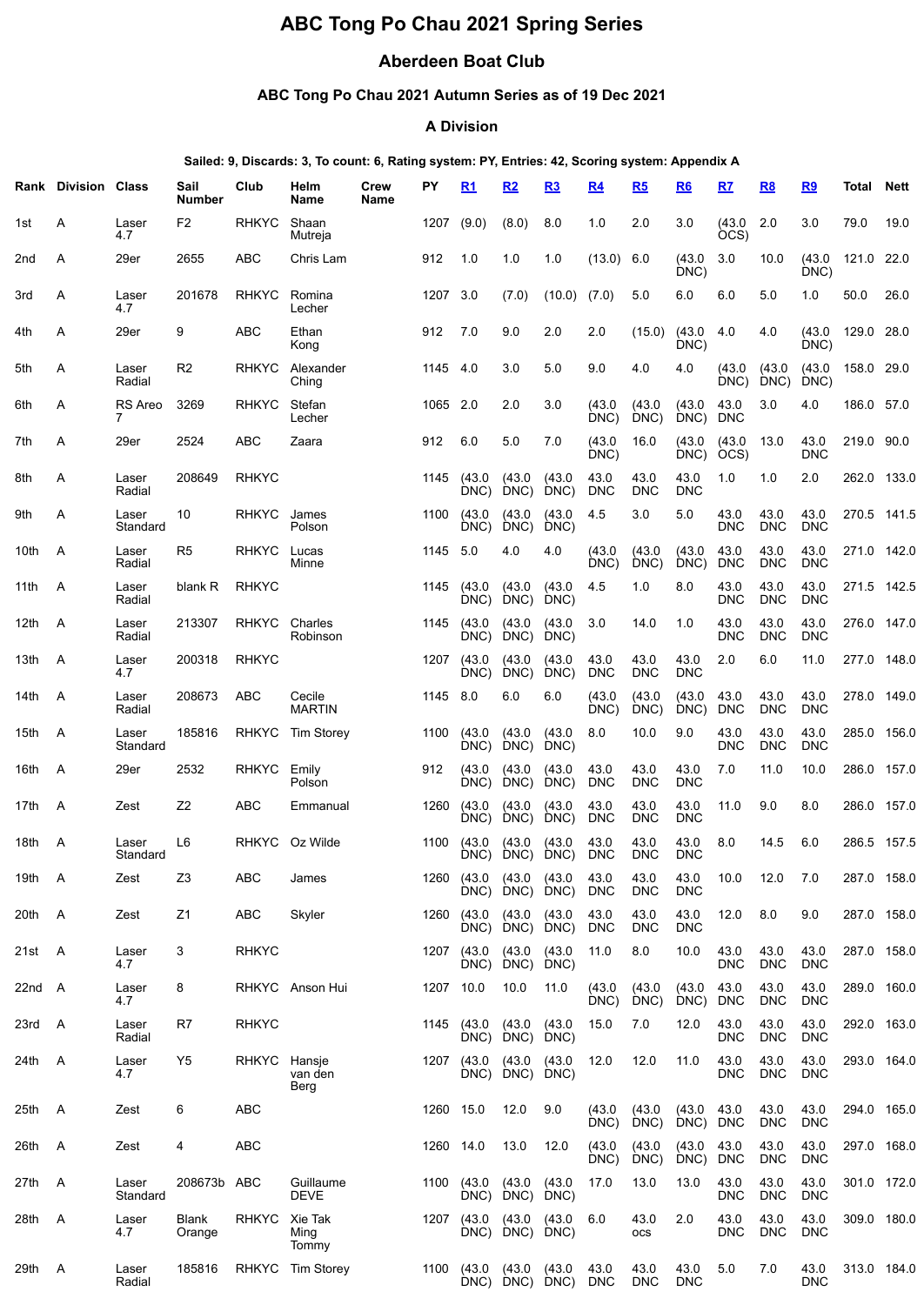# ABC Tong Po Chau 2021 Spring Series

## Aberdeen Boat Club

### ABC Tong Po Chau 2021 Autumn Series as of 19 Dec 2021

### A Division

**Sailed: 9, Discards: 3, To count: 6, Rating system: PY, Entries: 42, Scoring system: Appendix A**

| Rank | Division | Class | Sail Number | Club | Helm Name | Crew Name | PY | R1 | R2 | R3 | R4 | R5 | R6 | R7 | R8 | R9 | Total | Nett |
|---|---|---|---|---|---|---|---|---|---|---|---|---|---|---|---|---|---|---|
| 1st | A | Laser 4.7 | F2 | RHKYC | Shaan Mutreja | | 1207 | (9.0) | (8.0) | 8.0 | 1.0 | 2.0 | 3.0 | (43.0 OCS) | 2.0 | 3.0 | 79.0 | 19.0 |
| 2nd | A | 29er | 2655 | ABC | Chris Lam | | 912 | 1.0 | 1.0 | 1.0 | (13.0) | 6.0 | (43.0 DNC) | 3.0 | 10.0 | (43.0 DNC) | 121.0 | 22.0 |
| 3rd | A | Laser 4.7 | 201678 | RHKYC | Romina Lecher | | 1207 | 3.0 | (7.0) | (10.0) | (7.0) | 5.0 | 6.0 | 6.0 | 5.0 | 1.0 | 50.0 | 26.0 |
| 4th | A | 29er | 9 | ABC | Ethan Kong | | 912 | 7.0 | 9.0 | 2.0 | 2.0 | (15.0) | (43.0 DNC) | 4.0 | 4.0 | (43.0 DNC) | 129.0 | 28.0 |
| 5th | A | Laser Radial | R2 | RHKYC | Alexander Ching | | 1145 | 4.0 | 3.0 | 5.0 | 9.0 | 4.0 | 4.0 | (43.0 DNC) | (43.0 DNC) | (43.0 DNC) | 158.0 | 29.0 |
| 6th | A | RS Areo 7 | 3269 | RHKYC | Stefan Lecher | | 1065 | 2.0 | 2.0 | 3.0 | (43.0 DNC) | (43.0 DNC) | (43.0 DNC) | 43.0 DNC | 3.0 | 4.0 | 186.0 | 57.0 |
| 7th | A | 29er | 2524 | ABC | Zaara | | 912 | 6.0 | 5.0 | 7.0 | (43.0 DNC) | 16.0 | (43.0 DNC) | (43.0 OCS) | 13.0 | 43.0 DNC | 219.0 | 90.0 |
| 8th | A | Laser Radial | 208649 | RHKYC | | | 1145 | (43.0 DNC) | (43.0 DNC) | (43.0 DNC) | 43.0 DNC | 43.0 DNC | 43.0 DNC | 1.0 | 1.0 | 2.0 | 262.0 | 133.0 |
| 9th | A | Laser Standard | 10 | RHKYC | James Polson | | 1100 | (43.0 DNC) | (43.0 DNC) | (43.0 DNC) | 4.5 | 3.0 | 5.0 | 43.0 DNC | 43.0 DNC | 43.0 DNC | 270.5 | 141.5 |
| 10th | A | Laser Radial | R5 | RHKYC | Lucas Minne | | 1145 | 5.0 | 4.0 | 4.0 | (43.0 DNC) | (43.0 DNC) | (43.0 DNC) | 43.0 DNC | 43.0 DNC | 43.0 DNC | 271.0 | 142.0 |
| 11th | A | Laser Radial | blank R | RHKYC | | | 1145 | (43.0 DNC) | (43.0 DNC) | (43.0 DNC) | 4.5 | 1.0 | 8.0 | 43.0 DNC | 43.0 DNC | 43.0 DNC | 271.5 | 142.5 |
| 12th | A | Laser Radial | 213307 | RHKYC | Charles Robinson | | 1145 | (43.0 DNC) | (43.0 DNC) | (43.0 DNC) | 3.0 | 14.0 | 1.0 | 43.0 DNC | 43.0 DNC | 43.0 DNC | 276.0 | 147.0 |
| 13th | A | Laser 4.7 | 200318 | RHKYC | | | 1207 | (43.0 DNC) | (43.0 DNC) | (43.0 DNC) | 43.0 DNC | 43.0 DNC | 43.0 DNC | 2.0 | 6.0 | 11.0 | 277.0 | 148.0 |
| 14th | A | Laser Radial | 208673 | ABC | Cecile MARTIN | | 1145 | 8.0 | 6.0 | 6.0 | (43.0 DNC) | (43.0 DNC) | (43.0 DNC) | 43.0 DNC | 43.0 DNC | 43.0 DNC | 278.0 | 149.0 |
| 15th | A | Laser Standard | 185816 | RHKYC | Tim Storey | | 1100 | (43.0 DNC) | (43.0 DNC) | (43.0 DNC) | 8.0 | 10.0 | 9.0 | 43.0 DNC | 43.0 DNC | 43.0 DNC | 285.0 | 156.0 |
| 16th | A | 29er | 2532 | RHKYC | Emily Polson | | 912 | (43.0 DNC) | (43.0 DNC) | (43.0 DNC) | 43.0 DNC | 43.0 DNC | 43.0 DNC | 7.0 | 11.0 | 10.0 | 286.0 | 157.0 |
| 17th | A | Zest | Z2 | ABC | Emmanual | | 1260 | (43.0 DNC) | (43.0 DNC) | (43.0 DNC) | 43.0 DNC | 43.0 DNC | 43.0 DNC | 11.0 | 9.0 | 8.0 | 286.0 | 157.0 |
| 18th | A | Laser Standard | L6 | RHKYC | Oz Wilde | | 1100 | (43.0 DNC) | (43.0 DNC) | (43.0 DNC) | 43.0 DNC | 43.0 DNC | 43.0 DNC | 8.0 | 14.5 | 6.0 | 286.5 | 157.5 |
| 19th | A | Zest | Z3 | ABC | James | | 1260 | (43.0 DNC) | (43.0 DNC) | (43.0 DNC) | 43.0 DNC | 43.0 DNC | 43.0 DNC | 10.0 | 12.0 | 7.0 | 287.0 | 158.0 |
| 20th | A | Zest | Z1 | ABC | Skyler | | 1260 | (43.0 DNC) | (43.0 DNC) | (43.0 DNC) | 43.0 DNC | 43.0 DNC | 43.0 DNC | 12.0 | 8.0 | 9.0 | 287.0 | 158.0 |
| 21st | A | Laser 4.7 | 3 | RHKYC | | | 1207 | (43.0 DNC) | (43.0 DNC) | (43.0 DNC) | 11.0 | 8.0 | 10.0 | 43.0 DNC | 43.0 DNC | 43.0 DNC | 287.0 | 158.0 |
| 22nd | A | Laser 4.7 | 8 | RHKYC | Anson Hui | | 1207 | 10.0 | 10.0 | 11.0 | (43.0 DNC) | (43.0 DNC) | (43.0 DNC) | 43.0 DNC | 43.0 DNC | 43.0 DNC | 289.0 | 160.0 |
| 23rd | A | Laser Radial | R7 | RHKYC | | | 1145 | (43.0 DNC) | (43.0 DNC) | (43.0 DNC) | 15.0 | 7.0 | 12.0 | 43.0 DNC | 43.0 DNC | 43.0 DNC | 292.0 | 163.0 |
| 24th | A | Laser 4.7 | Y5 | RHKYC | Hansje van den Berg | | 1207 | (43.0 DNC) | (43.0 DNC) | (43.0 DNC) | 12.0 | 12.0 | 11.0 | 43.0 DNC | 43.0 DNC | 43.0 DNC | 293.0 | 164.0 |
| 25th | A | Zest | 6 | ABC | | | 1260 | 15.0 | 12.0 | 9.0 | (43.0 DNC) | (43.0 DNC) | (43.0 DNC) | 43.0 DNC | 43.0 DNC | 43.0 DNC | 294.0 | 165.0 |
| 26th | A | Zest | 4 | ABC | | | 1260 | 14.0 | 13.0 | 12.0 | (43.0 DNC) | (43.0 DNC) | (43.0 DNC) | 43.0 DNC | 43.0 DNC | 43.0 DNC | 297.0 | 168.0 |
| 27th | A | Laser Standard | 208673b | ABC | Guillaume DEVE | | 1100 | (43.0 DNC) | (43.0 DNC) | (43.0 DNC) | 17.0 | 13.0 | 13.0 | 43.0 DNC | 43.0 DNC | 43.0 DNC | 301.0 | 172.0 |
| 28th | A | Laser 4.7 | Blank Orange | RHKYC | Xie Tak Ming Tommy | | 1207 | (43.0 DNC) | (43.0 DNC) | (43.0 DNC) | 6.0 | 43.0 ocs | 2.0 | 43.0 DNC | 43.0 DNC | 43.0 DNC | 309.0 | 180.0 |
| 29th | A | Laser Radial | 185816 | RHKYC | Tim Storey | | 1100 | (43.0 DNC) | (43.0 DNC) | (43.0 DNC) | 43.0 DNC | 43.0 DNC | 43.0 DNC | 5.0 | 7.0 | 43.0 DNC | 313.0 | 184.0 |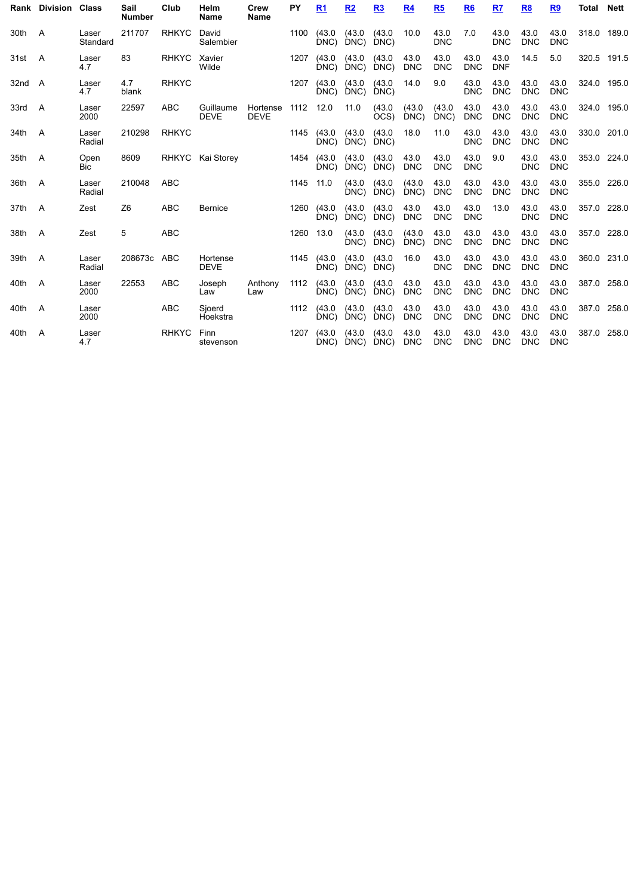| Rank | Division | Class | Sail Number | Club | Helm Name | Crew Name | PY | R1 | R2 | R3 | R4 | R5 | R6 | R7 | R8 | R9 | Total | Nett |
|---|---|---|---|---|---|---|---|---|---|---|---|---|---|---|---|---|---|---|
| 30th | A | Laser Standard | 211707 | RHKYC | David Salembier | | 1100 | (43.0 DNC) | (43.0 DNC) | (43.0 DNC) | 10.0 | 43.0 DNC | 7.0 | 43.0 DNC | 43.0 DNC | 43.0 DNC | 318.0 | 189.0 |
| 31st | A | Laser 4.7 | 83 | RHKYC | Xavier Wilde | | 1207 | (43.0 DNC) | (43.0 DNC) | (43.0 DNC) | 43.0 DNC | 43.0 DNC | 43.0 DNC | 43.0 DNF | 14.5 | 5.0 | 320.5 | 191.5 |
| 32nd | A | Laser 4.7 | 4.7 blank | RHKYC | | | 1207 | (43.0 DNC) | (43.0 DNC) | (43.0 DNC) | 14.0 | 9.0 | 43.0 DNC | 43.0 DNC | 43.0 DNC | 43.0 DNC | 324.0 | 195.0 |
| 33rd | A | Laser 2000 | 22597 | ABC | Guillaume DEVE | Hortense DEVE | 1112 | 12.0 | 11.0 | (43.0 OCS) | (43.0 DNC) | (43.0 DNC) | 43.0 DNC | 43.0 DNC | 43.0 DNC | 43.0 DNC | 324.0 | 195.0 |
| 34th | A | Laser Radial | 210298 | RHKYC | | | 1145 | (43.0 DNC) | (43.0 DNC) | (43.0 DNC) | 18.0 | 11.0 | 43.0 DNC | 43.0 DNC | 43.0 DNC | 43.0 DNC | 330.0 | 201.0 |
| 35th | A | Open Bic | 8609 | RHKYC | Kai Storey | | 1454 | (43.0 DNC) | (43.0 DNC) | (43.0 DNC) | 43.0 DNC | 43.0 DNC | 43.0 DNC | 9.0 | 43.0 DNC | 43.0 DNC | 353.0 | 224.0 |
| 36th | A | Laser Radial | 210048 | ABC | | | 1145 | 11.0 | (43.0 DNC) | (43.0 DNC) | (43.0 DNC) | 43.0 DNC | 43.0 DNC | 43.0 DNC | 43.0 DNC | 43.0 DNC | 355.0 | 226.0 |
| 37th | A | Zest | Z6 | ABC | Bernice | | 1260 | (43.0 DNC) | (43.0 DNC) | (43.0 DNC) | 43.0 DNC | 43.0 DNC | 43.0 DNC | 13.0 | 43.0 DNC | 43.0 DNC | 357.0 | 228.0 |
| 38th | A | Zest | 5 | ABC | | | 1260 | 13.0 | (43.0 DNC) | (43.0 DNC) | (43.0 DNC) | 43.0 DNC | 43.0 DNC | 43.0 DNC | 43.0 DNC | 43.0 DNC | 357.0 | 228.0 |
| 39th | A | Laser Radial | 208673c | ABC | Hortense DEVE | | 1145 | (43.0 DNC) | (43.0 DNC) | (43.0 DNC) | 16.0 | 43.0 DNC | 43.0 DNC | 43.0 DNC | 43.0 DNC | 43.0 DNC | 360.0 | 231.0 |
| 40th | A | Laser 2000 | 22553 | ABC | Joseph Law | Anthony Law | 1112 | (43.0 DNC) | (43.0 DNC) | (43.0 DNC) | 43.0 DNC | 43.0 DNC | 43.0 DNC | 43.0 DNC | 43.0 DNC | 43.0 DNC | 387.0 | 258.0 |
| 40th | A | Laser 2000 | | ABC | Sjoerd Hoekstra | | 1112 | (43.0 DNC) | (43.0 DNC) | (43.0 DNC) | 43.0 DNC | 43.0 DNC | 43.0 DNC | 43.0 DNC | 43.0 DNC | 43.0 DNC | 387.0 | 258.0 |
| 40th | A | Laser 4.7 | | RHKYC | Finn stevenson | | 1207 | (43.0 DNC) | (43.0 DNC) | (43.0 DNC) | 43.0 DNC | 43.0 DNC | 43.0 DNC | 43.0 DNC | 43.0 DNC | 43.0 DNC | 387.0 | 258.0 |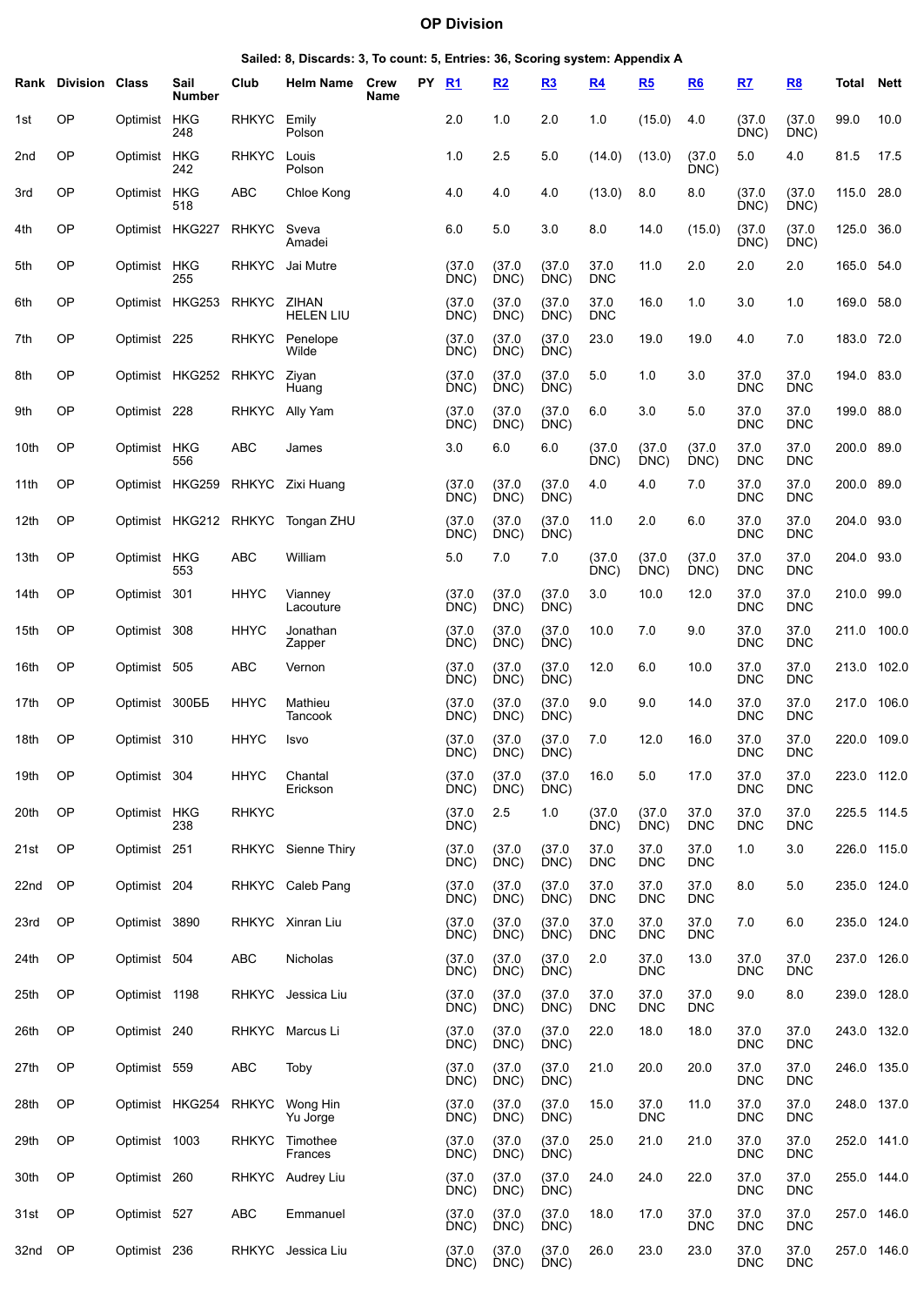# OP Division

**Sailed: 8, Discards: 3, To count: 5, Entries: 36, Scoring system: Appendix A**

| Rank | Division | Class | Sail Number | Club | Helm Name | Crew Name | PY | R1 | R2 | R3 | R4 | R5 | R6 | R7 | R8 | Total | Nett |
|---|---|---|---|---|---|---|---|---|---|---|---|---|---|---|---|---|---|
| 1st | OP | Optimist | HKG 248 | RHKYC | Emily Polson | | | 2.0 | 1.0 | 2.0 | 1.0 | (15.0) | 4.0 | (37.0 DNC) | (37.0 DNC) | 99.0 | 10.0 |
| 2nd | OP | Optimist | HKG 242 | RHKYC | Louis Polson | | | 1.0 | 2.5 | 5.0 | (14.0) | (13.0) | (37.0 DNC) | 5.0 | 4.0 | 81.5 | 17.5 |
| 3rd | OP | Optimist | HKG 518 | ABC | Chloe Kong | | | 4.0 | 4.0 | 4.0 | (13.0) | 8.0 | 8.0 | (37.0 DNC) | (37.0 DNC) | 115.0 | 28.0 |
| 4th | OP | Optimist | HKG227 | RHKYC | Sveva Amadei | | | 6.0 | 5.0 | 3.0 | 8.0 | 14.0 | (15.0) | (37.0 DNC) | (37.0 DNC) | 125.0 | 36.0 |
| 5th | OP | Optimist | HKG 255 | RHKYC | Jai Mutre | | | (37.0 DNC) | (37.0 DNC) | (37.0 DNC) | 37.0 DNC | 11.0 | 2.0 | 2.0 | 2.0 | 165.0 | 54.0 |
| 6th | OP | Optimist | HKG253 | RHKYC | ZIHAN HELEN LIU | | | (37.0 DNC) | (37.0 DNC) | (37.0 DNC) | 37.0 DNC | 16.0 | 1.0 | 3.0 | 1.0 | 169.0 | 58.0 |
| 7th | OP | Optimist | 225 | RHKYC | Penelope Wilde | | | (37.0 DNC) | (37.0 DNC) | (37.0 DNC) | 23.0 | 19.0 | 19.0 | 4.0 | 7.0 | 183.0 | 72.0 |
| 8th | OP | Optimist | HKG252 | RHKYC | Ziyan Huang | | | (37.0 DNC) | (37.0 DNC) | (37.0 DNC) | 5.0 | 1.0 | 3.0 | 37.0 DNC | 37.0 DNC | 194.0 | 83.0 |
| 9th | OP | Optimist | 228 | RHKYC | Ally Yam | | | (37.0 DNC) | (37.0 DNC) | (37.0 DNC) | 6.0 | 3.0 | 5.0 | 37.0 DNC | 37.0 DNC | 199.0 | 88.0 |
| 10th | OP | Optimist | HKG 556 | ABC | James | | | 3.0 | 6.0 | 6.0 | (37.0 DNC) | (37.0 DNC) | (37.0 DNC) | 37.0 DNC | 37.0 DNC | 200.0 | 89.0 |
| 11th | OP | Optimist | HKG259 | RHKYC | Zixi Huang | | | (37.0 DNC) | (37.0 DNC) | (37.0 DNC) | 4.0 | 4.0 | 7.0 | 37.0 DNC | 37.0 DNC | 200.0 | 89.0 |
| 12th | OP | Optimist | HKG212 | RHKYC | Tongan ZHU | | | (37.0 DNC) | (37.0 DNC) | (37.0 DNC) | 11.0 | 2.0 | 6.0 | 37.0 DNC | 37.0 DNC | 204.0 | 93.0 |
| 13th | OP | Optimist | HKG 553 | ABC | William | | | 5.0 | 7.0 | 7.0 | (37.0 DNC) | (37.0 DNC) | (37.0 DNC) | 37.0 DNC | 37.0 DNC | 204.0 | 93.0 |
| 14th | OP | Optimist | 301 | HHYC | Vianney Lacouture | | | (37.0 DNC) | (37.0 DNC) | (37.0 DNC) | 3.0 | 10.0 | 12.0 | 37.0 DNC | 37.0 DNC | 210.0 | 99.0 |
| 15th | OP | Optimist | 308 | HHYC | Jonathan Zapper | | | (37.0 DNC) | (37.0 DNC) | (37.0 DNC) | 10.0 | 7.0 | 9.0 | 37.0 DNC | 37.0 DNC | 211.0 | 100.0 |
| 16th | OP | Optimist | 505 | ABC | Vernon | | | (37.0 DNC) | (37.0 DNC) | (37.0 DNC) | 12.0 | 6.0 | 10.0 | 37.0 DNC | 37.0 DNC | 213.0 | 102.0 |
| 17th | OP | Optimist | 300БББ | HHYC | Mathieu Tancook | | | (37.0 DNC) | (37.0 DNC) | (37.0 DNC) | 9.0 | 9.0 | 14.0 | 37.0 DNC | 37.0 DNC | 217.0 | 106.0 |
| 18th | OP | Optimist | 310 | HHYC | Isvo | | | (37.0 DNC) | (37.0 DNC) | (37.0 DNC) | 7.0 | 12.0 | 16.0 | 37.0 DNC | 37.0 DNC | 220.0 | 109.0 |
| 19th | OP | Optimist | 304 | HHYC | Chantal Erickson | | | (37.0 DNC) | (37.0 DNC) | (37.0 DNC) | 16.0 | 5.0 | 17.0 | 37.0 DNC | 37.0 DNC | 223.0 | 112.0 |
| 20th | OP | Optimist | HKG 238 | RHKYC | | | | (37.0 DNC) | 2.5 | 1.0 | (37.0 DNC) | (37.0 DNC) | 37.0 DNC | 37.0 DNC | 37.0 DNC | 225.5 | 114.5 |
| 21st | OP | Optimist | 251 | RHKYC | Sienne Thiry | | | (37.0 DNC) | (37.0 DNC) | (37.0 DNC) | 37.0 DNC | 37.0 DNC | 37.0 DNC | 1.0 | 3.0 | 226.0 | 115.0 |
| 22nd | OP | Optimist | 204 | RHKYC | Caleb Pang | | | (37.0 DNC) | (37.0 DNC) | (37.0 DNC) | 37.0 DNC | 37.0 DNC | 37.0 DNC | 8.0 | 5.0 | 235.0 | 124.0 |
| 23rd | OP | Optimist | 3890 | RHKYC | Xinran Liu | | | (37.0 DNC) | (37.0 DNC) | (37.0 DNC) | 37.0 DNC | 37.0 DNC | 37.0 DNC | 7.0 | 6.0 | 235.0 | 124.0 |
| 24th | OP | Optimist | 504 | ABC | Nicholas | | | (37.0 DNC) | (37.0 DNC) | (37.0 DNC) | 2.0 | 37.0 DNC | 13.0 | 37.0 DNC | 37.0 DNC | 237.0 | 126.0 |
| 25th | OP | Optimist | 1198 | RHKYC | Jessica Liu | | | (37.0 DNC) | (37.0 DNC) | (37.0 DNC) | 37.0 DNC | 37.0 DNC | 37.0 DNC | 9.0 | 8.0 | 239.0 | 128.0 |
| 26th | OP | Optimist | 240 | RHKYC | Marcus Li | | | (37.0 DNC) | (37.0 DNC) | (37.0 DNC) | 22.0 | 18.0 | 18.0 | 37.0 DNC | 37.0 DNC | 243.0 | 132.0 |
| 27th | OP | Optimist | 559 | ABC | Toby | | | (37.0 DNC) | (37.0 DNC) | (37.0 DNC) | 21.0 | 20.0 | 20.0 | 37.0 DNC | 37.0 DNC | 246.0 | 135.0 |
| 28th | OP | Optimist | HKG254 | RHKYC | Wong Hin Yu Jorge | | | (37.0 DNC) | (37.0 DNC) | (37.0 DNC) | 15.0 | 37.0 DNC | 11.0 | 37.0 DNC | 37.0 DNC | 248.0 | 137.0 |
| 29th | OP | Optimist | 1003 | RHKYC | Timothee Frances | | | (37.0 DNC) | (37.0 DNC) | (37.0 DNC) | 25.0 | 21.0 | 21.0 | 37.0 DNC | 37.0 DNC | 252.0 | 141.0 |
| 30th | OP | Optimist | 260 | RHKYC | Audrey Liu | | | (37.0 DNC) | (37.0 DNC) | (37.0 DNC) | 24.0 | 24.0 | 22.0 | 37.0 DNC | 37.0 DNC | 255.0 | 144.0 |
| 31st | OP | Optimist | 527 | ABC | Emmanuel | | | (37.0 DNC) | (37.0 DNC) | (37.0 DNC) | 18.0 | 17.0 | 37.0 DNC | 37.0 DNC | 37.0 DNC | 257.0 | 146.0 |
| 32nd | OP | Optimist | 236 | RHKYC | Jessica Liu | | | (37.0 DNC) | (37.0 DNC) | (37.0 DNC) | 26.0 | 23.0 | 23.0 | 37.0 DNC | 37.0 DNC | 257.0 | 146.0 |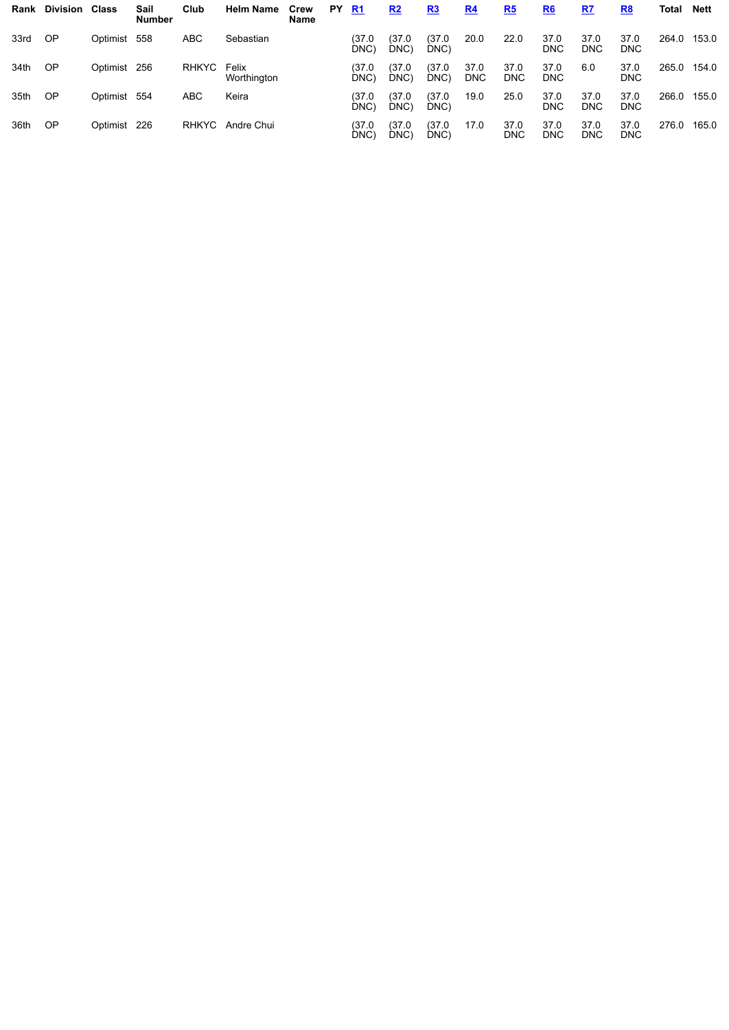| Rank | Division | Class | Sail Number | Club | Helm Name | Crew Name | PY | R1 | R2 | R3 | R4 | R5 | R6 | R7 | R8 | Total | Nett |
|---|---|---|---|---|---|---|---|---|---|---|---|---|---|---|---|---|---|
| 33rd | OP | Optimist | 558 | ABC | Sebastian | | | (37.0 DNC) | (37.0 DNC) | (37.0 DNC) | 20.0 | 22.0 | 37.0 DNC | 37.0 DNC | 37.0 DNC | 264.0 | 153.0 |
| 34th | OP | Optimist | 256 | RHKYC | Felix Worthington | | | (37.0 DNC) | (37.0 DNC) | (37.0 DNC) | 37.0 DNC | 37.0 DNC | 37.0 DNC | 6.0 | 37.0 DNC | 265.0 | 154.0 |
| 35th | OP | Optimist | 554 | ABC | Keira | | | (37.0 DNC) | (37.0 DNC) | (37.0 DNC) | 19.0 | 25.0 | 37.0 DNC | 37.0 DNC | 37.0 DNC | 266.0 | 155.0 |
| 36th | OP | Optimist | 226 | RHKYC | Andre Chui | | | (37.0 DNC) | (37.0 DNC) | (37.0 DNC) | 17.0 | 37.0 DNC | 37.0 DNC | 37.0 DNC | 37.0 DNC | 276.0 | 165.0 |